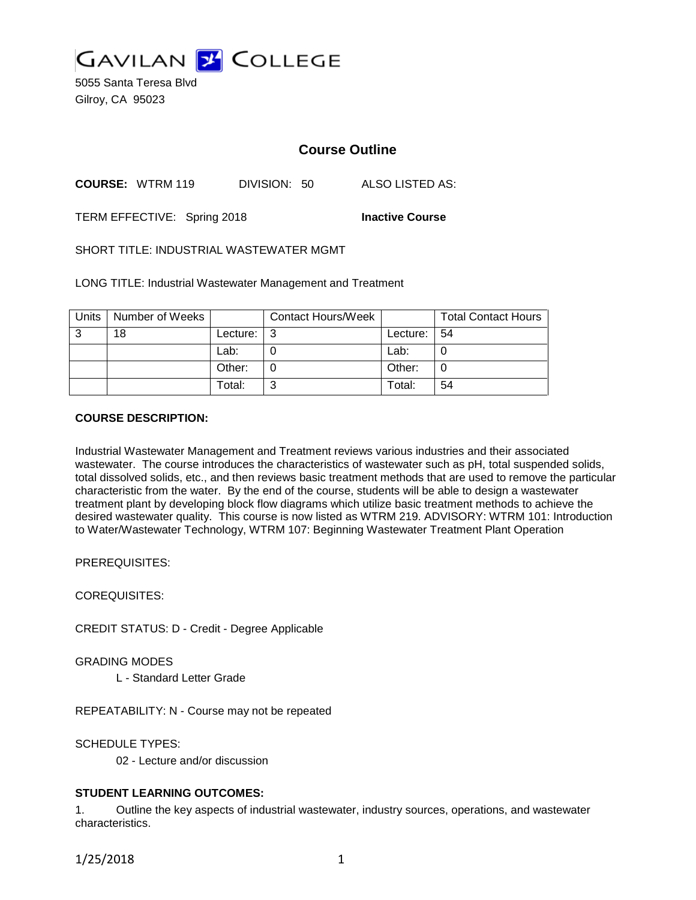GAVILAN COLLEGE
5055 Santa Teresa Blvd
Gilroy, CA 95023

## Course Outline

**COURSE:** WTRM 119 DIVISION: 50 ALSO LISTED AS:

TERM EFFECTIVE: Spring 2018 **Inactive Course**

SHORT TITLE: INDUSTRIAL WASTEWATER MGMT

LONG TITLE: Industrial Wastewater Management and Treatment

| Units | Number of Weeks | | Contact Hours/Week | | Total Contact Hours |
|---|---|---|---|---|---|
| 3 | 18 | Lecture: | 3 | Lecture: | 54 |
| | | Lab: | 0 | Lab: | 0 |
| | | Other: | 0 | Other: | 0 |
| | | Total: | 3 | Total: | 54 |

**COURSE DESCRIPTION:**

Industrial Wastewater Management and Treatment reviews various industries and their associated wastewater. The course introduces the characteristics of wastewater such as pH, total suspended solids, total dissolved solids, etc., and then reviews basic treatment methods that are used to remove the particular characteristic from the water. By the end of the course, students will be able to design a wastewater treatment plant by developing block flow diagrams which utilize basic treatment methods to achieve the desired wastewater quality. This course is now listed as WTRM 219. ADVISORY: WTRM 101: Introduction to Water/Wastewater Technology, WTRM 107: Beginning Wastewater Treatment Plant Operation

PREREQUISITES:

COREQUISITES:

CREDIT STATUS: D - Credit - Degree Applicable

GRADING MODES

L - Standard Letter Grade

REPEATABILITY: N - Course may not be repeated

SCHEDULE TYPES:

02 - Lecture and/or discussion

**STUDENT LEARNING OUTCOMES:**

1. Outline the key aspects of industrial wastewater, industry sources, operations, and wastewater characteristics.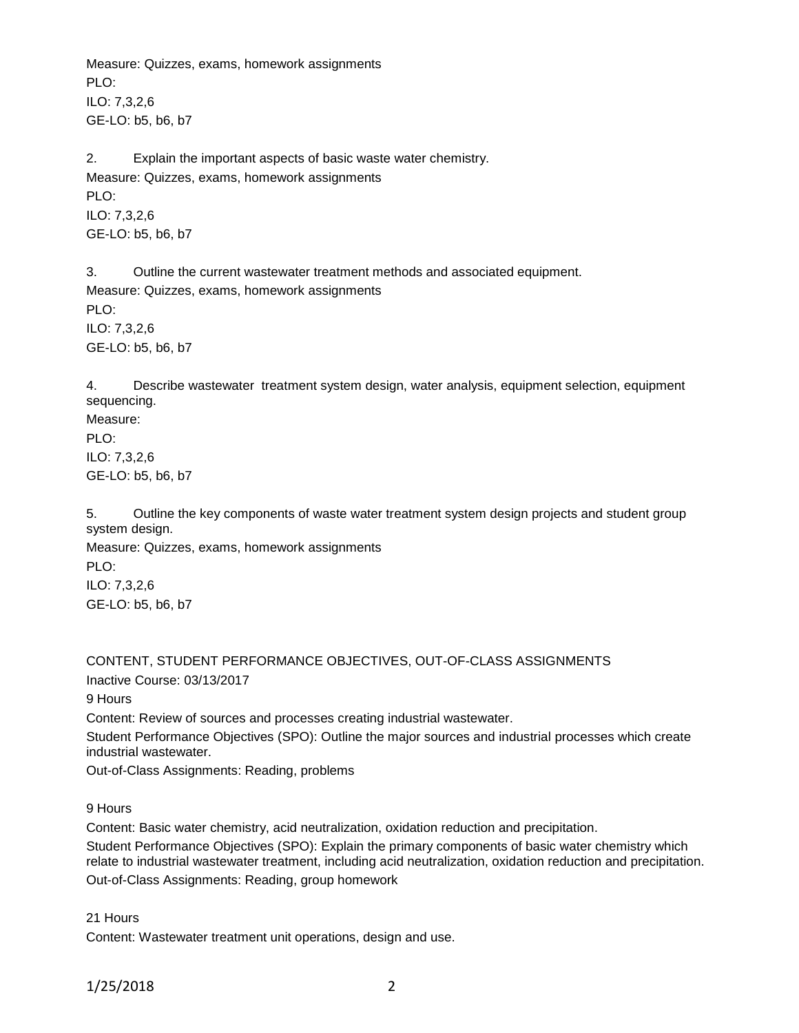Measure: Quizzes, exams, homework assignments
PLO:
ILO: 7,3,2,6
GE-LO: b5, b6, b7

2. Explain the important aspects of basic waste water chemistry.
Measure: Quizzes, exams, homework assignments
PLO:
ILO: 7,3,2,6
GE-LO: b5, b6, b7

3. Outline the current wastewater treatment methods and associated equipment.
Measure: Quizzes, exams, homework assignments
PLO:
ILO: 7,3,2,6
GE-LO: b5, b6, b7

4. Describe wastewater treatment system design, water analysis, equipment selection, equipment sequencing.
Measure:
PLO:
ILO: 7,3,2,6
GE-LO: b5, b6, b7

5. Outline the key components of waste water treatment system design projects and student group system design.
Measure: Quizzes, exams, homework assignments
PLO:
ILO: 7,3,2,6
GE-LO: b5, b6, b7

CONTENT, STUDENT PERFORMANCE OBJECTIVES, OUT-OF-CLASS ASSIGNMENTS

Inactive Course: 03/13/2017

9 Hours

Content: Review of sources and processes creating industrial wastewater.

Student Performance Objectives (SPO): Outline the major sources and industrial processes which create industrial wastewater.

Out-of-Class Assignments: Reading, problems

9 Hours

Content: Basic water chemistry, acid neutralization, oxidation reduction and precipitation.

Student Performance Objectives (SPO): Explain the primary components of basic water chemistry which relate to industrial wastewater treatment, including acid neutralization, oxidation reduction and precipitation.

Out-of-Class Assignments: Reading, group homework

21 Hours

Content: Wastewater treatment unit operations, design and use.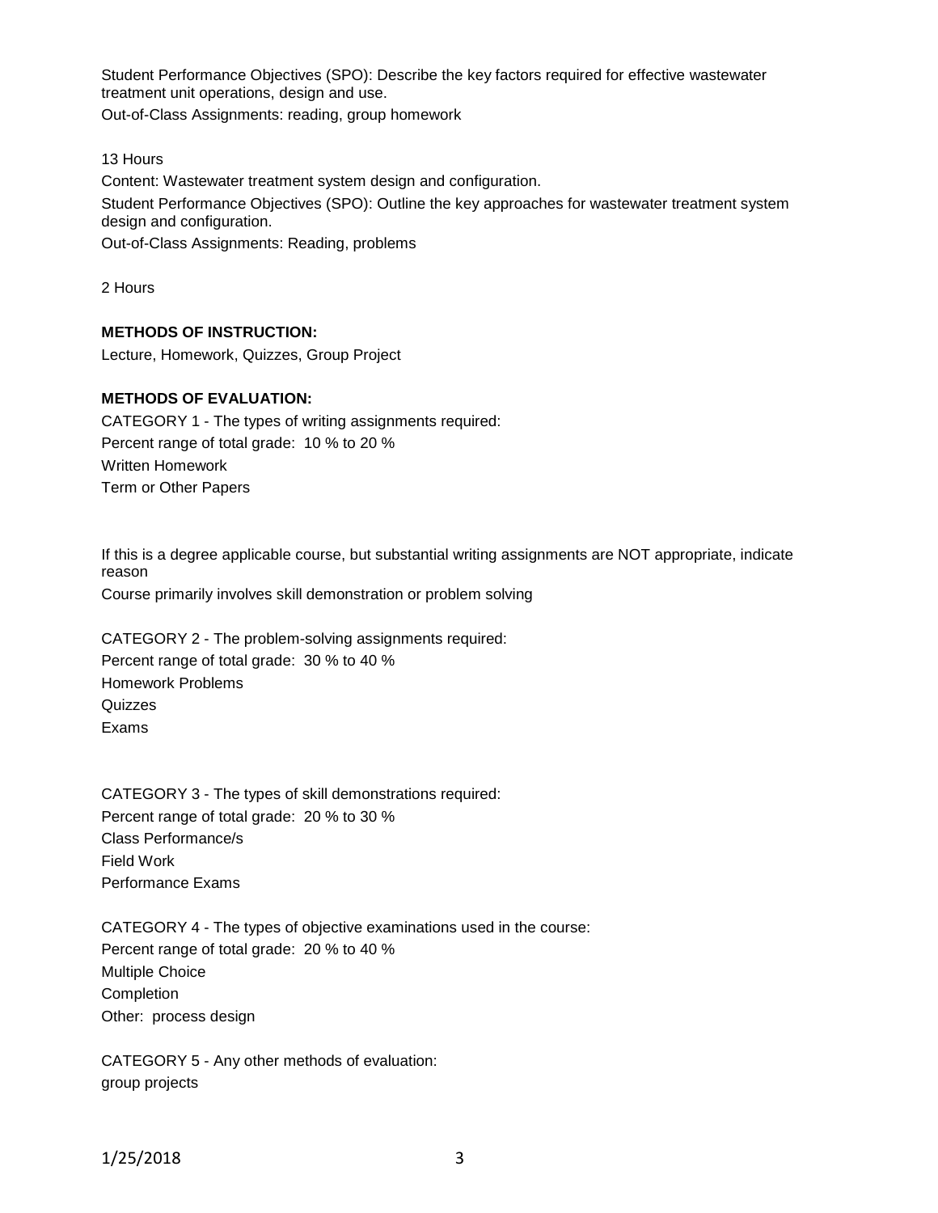Student Performance Objectives (SPO): Describe the key factors required for effective wastewater treatment unit operations, design and use.

Out-of-Class Assignments: reading, group homework

13 Hours

Content: Wastewater treatment system design and configuration.

Student Performance Objectives (SPO): Outline the key approaches for wastewater treatment system design and configuration.

Out-of-Class Assignments: Reading, problems

2 Hours

**METHODS OF INSTRUCTION:**

Lecture, Homework, Quizzes, Group Project

**METHODS OF EVALUATION:**

CATEGORY 1 - The types of writing assignments required:

Percent range of total grade: 10 % to 20 %

Written Homework

Term or Other Papers

If this is a degree applicable course, but substantial writing assignments are NOT appropriate, indicate reason

Course primarily involves skill demonstration or problem solving

CATEGORY 2 - The problem-solving assignments required:

Percent range of total grade: 30 % to 40 %

Homework Problems

Quizzes

Exams

CATEGORY 3 - The types of skill demonstrations required:

Percent range of total grade: 20 % to 30 %

Class Performance/s

Field Work

Performance Exams

CATEGORY 4 - The types of objective examinations used in the course:

Percent range of total grade: 20 % to 40 %

Multiple Choice

Completion

Other: process design

CATEGORY 5 - Any other methods of evaluation:

group projects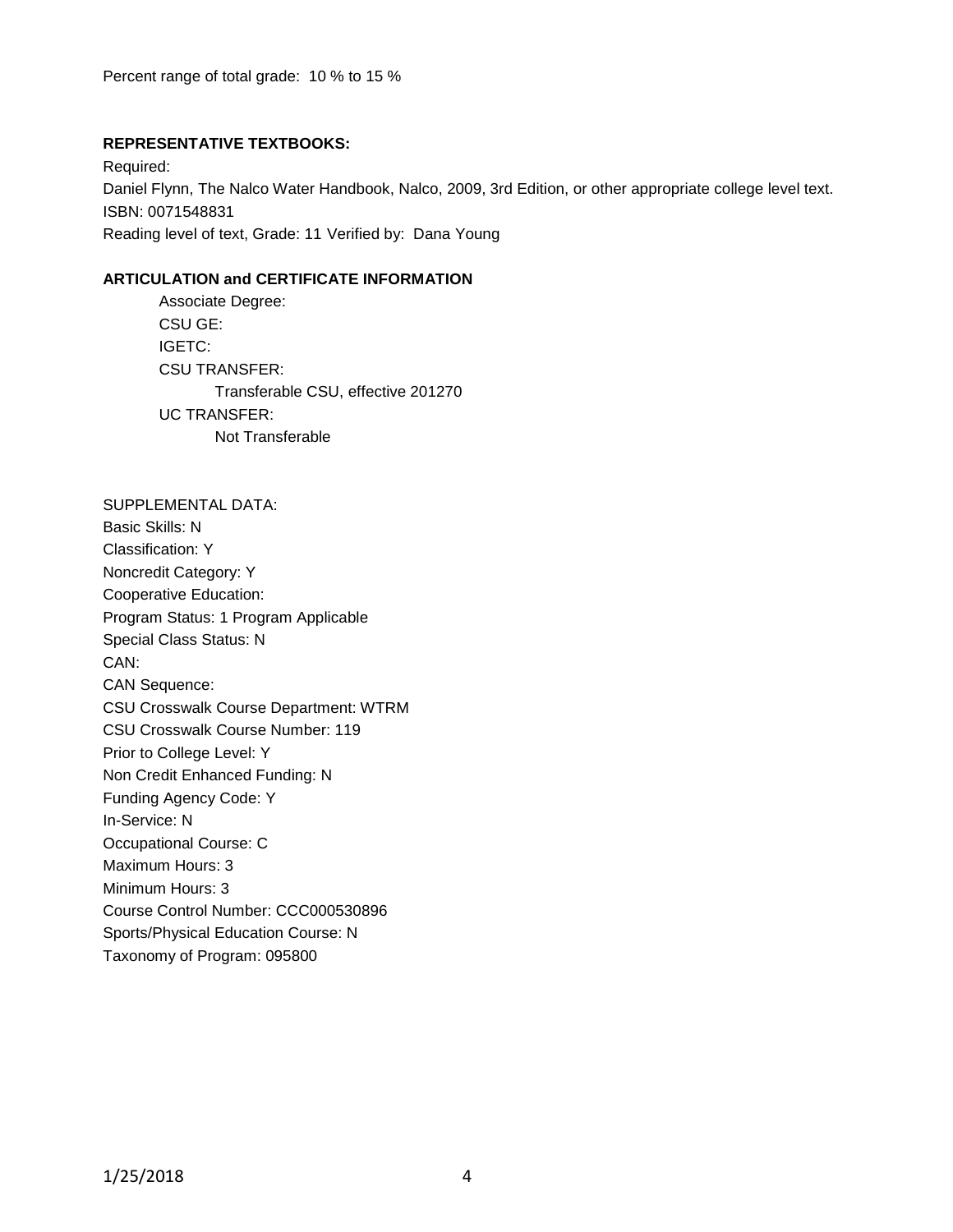Percent range of total grade: 10 % to 15 %

**REPRESENTATIVE TEXTBOOKS:**

Required:

Daniel Flynn, The Nalco Water Handbook, Nalco, 2009, 3rd Edition, or other appropriate college level text.

ISBN: 0071548831

Reading level of text, Grade: 11 Verified by: Dana Young

**ARTICULATION and CERTIFICATE INFORMATION**

Associate Degree:

CSU GE:

IGETC:

CSU TRANSFER:

Transferable CSU, effective 201270

UC TRANSFER:

Not Transferable

SUPPLEMENTAL DATA:

Basic Skills: N

Classification: Y

Noncredit Category: Y

Cooperative Education:

Program Status: 1 Program Applicable

Special Class Status: N

CAN:

CAN Sequence:

CSU Crosswalk Course Department: WTRM

CSU Crosswalk Course Number: 119

Prior to College Level: Y

Non Credit Enhanced Funding: N

Funding Agency Code: Y

In-Service: N

Occupational Course: C

Maximum Hours: 3

Minimum Hours: 3

Course Control Number: CCC000530896

Sports/Physical Education Course: N

Taxonomy of Program: 095800